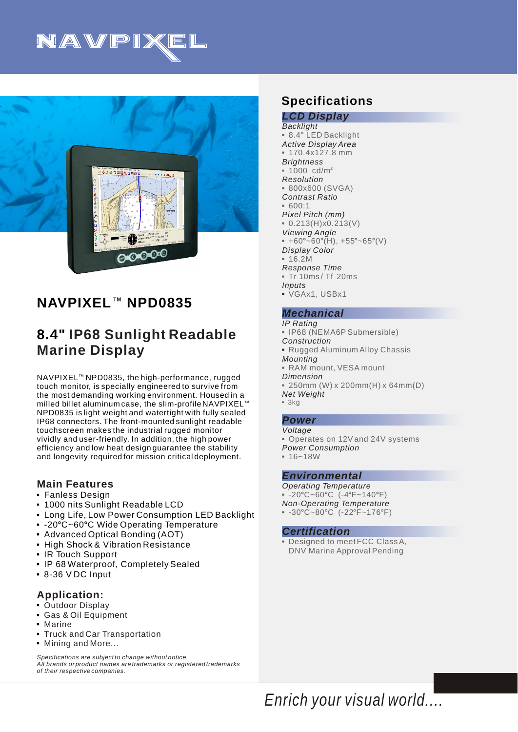# NAVPIXEL

## NAVPIXEL™ NPD0835

## 8.4" IP68 Sunlight Readable Marine Display

NAVPIXEL™ NPD0835, the high-performance, rugged touch monitor, is specially engineered to survive from the most demanding working environment. Housed in a milled billet aluminum case, the slim-profile NAVPIXEL™ NPD0835 is light weight and watertight with fully sealed IP68 connectors. The front-mounted sunlight readable touchscreen makes the industrial rugged monitor vividly and user-friendly. In addition, the high power efficiency and low heat design guarantee the stability and longevity required for mission critical deployment.

### Main Features

- Fanless Design
- 1000 nits Sunlight Readable LCD
- Long Life, Low Power Consumption LED Backlight
- -20°C~60°C Wide Operating Temperature
- Advanced Optical Bonding (AOT)
- High Shock & Vibration Resistance
- IR Touch Support
- IP 68 Waterproof, Completely Sealed
- 8-36 V DC Input

### Application:

- Outdoor Display
- Gas & Oil Equipment
- Marine
- Truck and Car Transportation
- Mining and More...

*Specifications are subject to change without notice.*
*All brands or product names are trademarks or registered trademarks of their respective companies.*

## Specifications

### LCD Display

*Backlight*
- 8.4" LED Backlight

*Active Display Area*
- 170.4x127.8 mm

*Brightness*
- 1000 cd/m$^2$

*Resolution*
- 800x600 (SVGA)

*Contrast Ratio*
- 600:1

*Pixel Pitch (mm)*
- 0.213(H)x0.213(V)

*Viewing Angle*
- +60°~60°(H), +55°~65°(V)

*Display Color*
- 16.2M

*Response Time*
- Tr 10ms/ Tf 20ms

*Inputs*
- VGAx1, USBx1

### Mechanical

*IP Rating*
- IP68 (NEMA6P Submersible)

*Construction*
- Rugged Aluminum Alloy Chassis

*Mounting*
- RAM mount, VESA mount

*Dimension*
- 250mm (W) x 200mm(H) x 64mm(D)

*Net Weight*
- 3kg

### Power

*Voltage*
- Operates on 12V and 24V systems

*Power Consumption*
- 16~18W

### Environmental

*Operating Temperature*
- -20°C~60°C (-4°F~140°F)

*Non-Operating Temperature*
- -30°C~80°C (-22°F~176°F)

### Certification

- Designed to meet FCC Class A, DNV Marine Approval Pending

*Enrich your visual world....*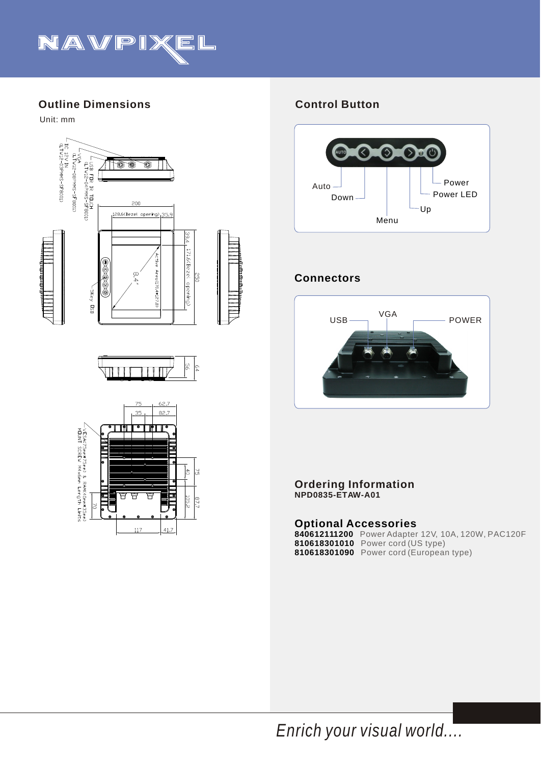NAVPIXEL

## Outline Dimensions

Unit: mm

DC 12V IN (LTW12-03PMMS-SF8001)
VGA (LTW12-08PMMS-SF8001)
USB FOR IR TOUCH (LTW12-04PMMS-SF8001)

200
128.6(Bezel opening)
35.9
39.4
171.6(Bezel opening)
250
Active Area(170.4*127.8)
8.4"
5Key OSD

56
64

75
62.7
35
82.7
VESA(75mm*75mm) & RAM(40mm*35mm) MOUNT SCREW M4x6mm Length Limits
40
75
105.2
87.7
70
117
41.7

## Control Button

Auto
Down
Menu
Up
Power LED
Power

## Connectors

USB
VGA
POWER

## Ordering Information

**NPD0835-ETAW-A01**

## Optional Accessories

**840612111200** Power Adapter 12V, 10A, 120W, PAC120F
**810618301010** Power cord (US type)
**810618301090** Power cord (European type)

*Enrich your visual world....*